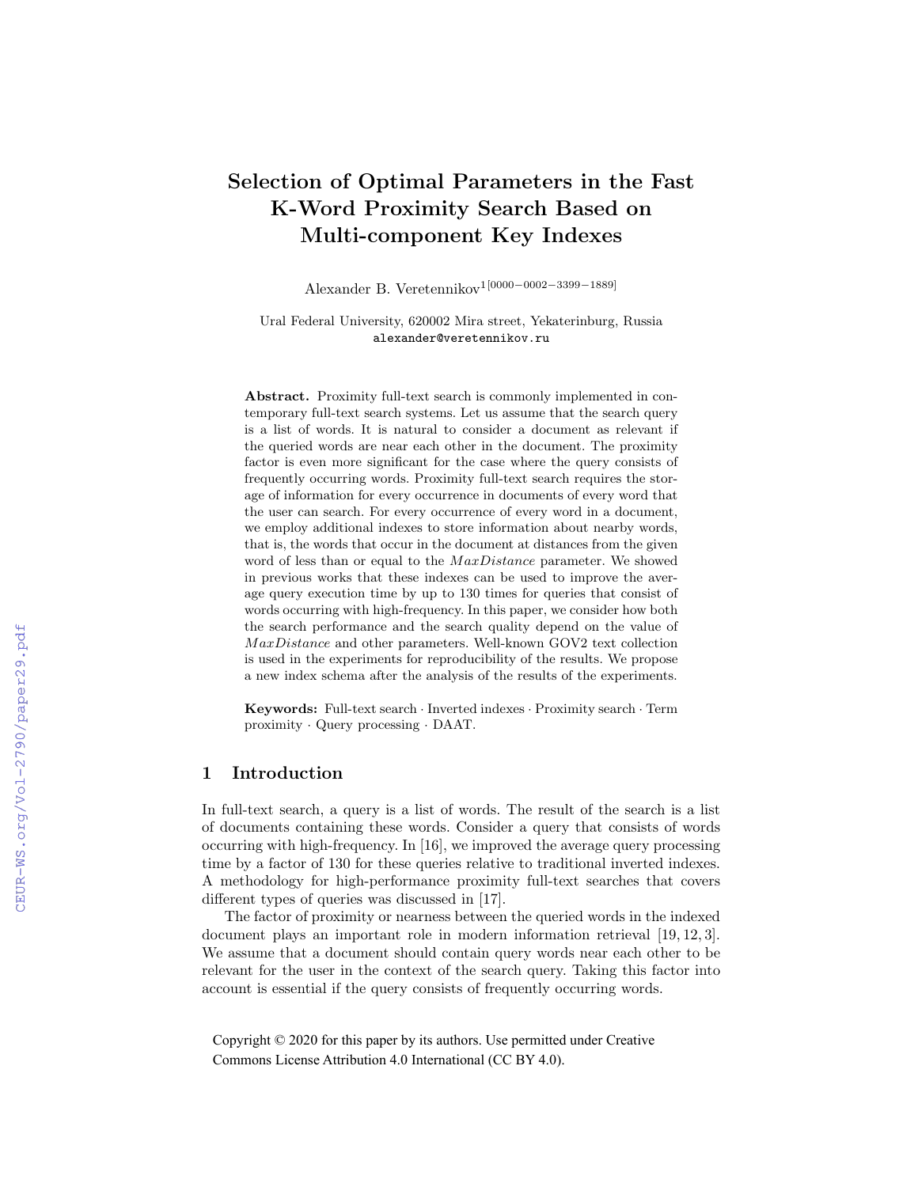# Selection of Optimal Parameters in the Fast K-Word Proximity Search Based on Multi-component Key Indexes

Alexander B. Veretennikov[1[0000−0002−3399−1889]]

Ural Federal University, 620002 Mira street, Yekaterinburg, Russia
alexander@veretennikov.ru

**Abstract.** Proximity full-text search is commonly implemented in contemporary full-text search systems. Let us assume that the search query is a list of words. It is natural to consider a document as relevant if the queried words are near each other in the document. The proximity factor is even more significant for the case where the query consists of frequently occurring words. Proximity full-text search requires the storage of information for every occurrence in documents of every word that the user can search. For every occurrence of every word in a document, we employ additional indexes to store information about nearby words, that is, the words that occur in the document at distances from the given word of less than or equal to the $MaxDistance$ parameter. We showed in previous works that these indexes can be used to improve the average query execution time by up to 130 times for queries that consist of words occurring with high-frequency. In this paper, we consider how both the search performance and the search quality depend on the value of $MaxDistance$ and other parameters. Well-known GOV2 text collection is used in the experiments for reproducibility of the results. We propose a new index schema after the analysis of the results of the experiments.

**Keywords:** Full-text search · Inverted indexes · Proximity search · Term proximity · Query processing · DAAT.

## 1 Introduction

In full-text search, a query is a list of words. The result of the search is a list of documents containing these words. Consider a query that consists of words occurring with high-frequency. In [16], we improved the average query processing time by a factor of 130 for these queries relative to traditional inverted indexes. A methodology for high-performance proximity full-text searches that covers different types of queries was discussed in [17].

The factor of proximity or nearness between the queried words in the indexed document plays an important role in modern information retrieval [19, 12, 3]. We assume that a document should contain query words near each other to be relevant for the user in the context of the search query. Taking this factor into account is essential if the query consists of frequently occurring words.

Copyright © 2020 for this paper by its authors. Use permitted under Creative Commons License Attribution 4.0 International (CC BY 4.0).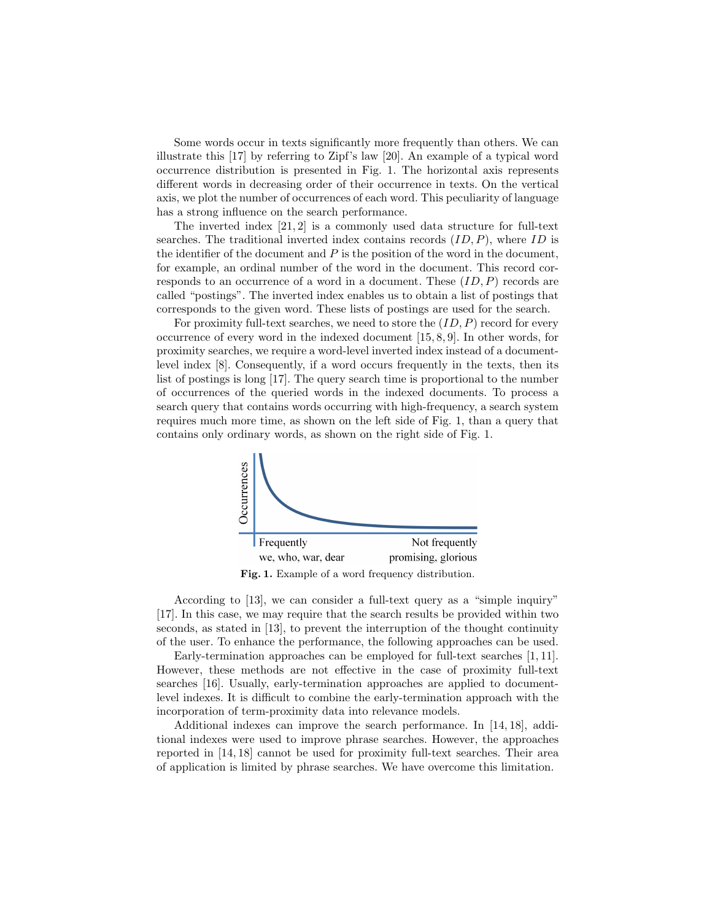Some words occur in texts significantly more frequently than others. We can illustrate this [17] by referring to Zipf's law [20]. An example of a typical word occurrence distribution is presented in Fig. 1. The horizontal axis represents different words in decreasing order of their occurrence in texts. On the vertical axis, we plot the number of occurrences of each word. This peculiarity of language has a strong influence on the search performance.

The inverted index [21, 2] is a commonly used data structure for full-text searches. The traditional inverted index contains records $(ID, P)$, where $ID$ is the identifier of the document and $P$ is the position of the word in the document, for example, an ordinal number of the word in the document. This record corresponds to an occurrence of a word in a document. These $(ID, P)$ records are called "postings". The inverted index enables us to obtain a list of postings that corresponds to the given word. These lists of postings are used for the search.

For proximity full-text searches, we need to store the $(ID, P)$ record for every occurrence of every word in the indexed document [15, 8, 9]. In other words, for proximity searches, we require a word-level inverted index instead of a document-level index [8]. Consequently, if a word occurs frequently in the texts, then its list of postings is long [17]. The query search time is proportional to the number of occurrences of the queried words in the indexed documents. To process a search query that contains words occurring with high-frequency, a search system requires much more time, as shown on the left side of Fig. 1, than a query that contains only ordinary words, as shown on the right side of Fig. 1.

**Fig. 1.** Example of a word frequency distribution.

According to [13], we can consider a full-text query as a "simple inquiry" [17]. In this case, we may require that the search results be provided within two seconds, as stated in [13], to prevent the interruption of the thought continuity of the user. To enhance the performance, the following approaches can be used.

Early-termination approaches can be employed for full-text searches [1, 11]. However, these methods are not effective in the case of proximity full-text searches [16]. Usually, early-termination approaches are applied to document-level indexes. It is difficult to combine the early-termination approach with the incorporation of term-proximity data into relevance models.

Additional indexes can improve the search performance. In [14, 18], additional indexes were used to improve phrase searches. However, the approaches reported in [14, 18] cannot be used for proximity full-text searches. Their area of application is limited by phrase searches. We have overcome this limitation.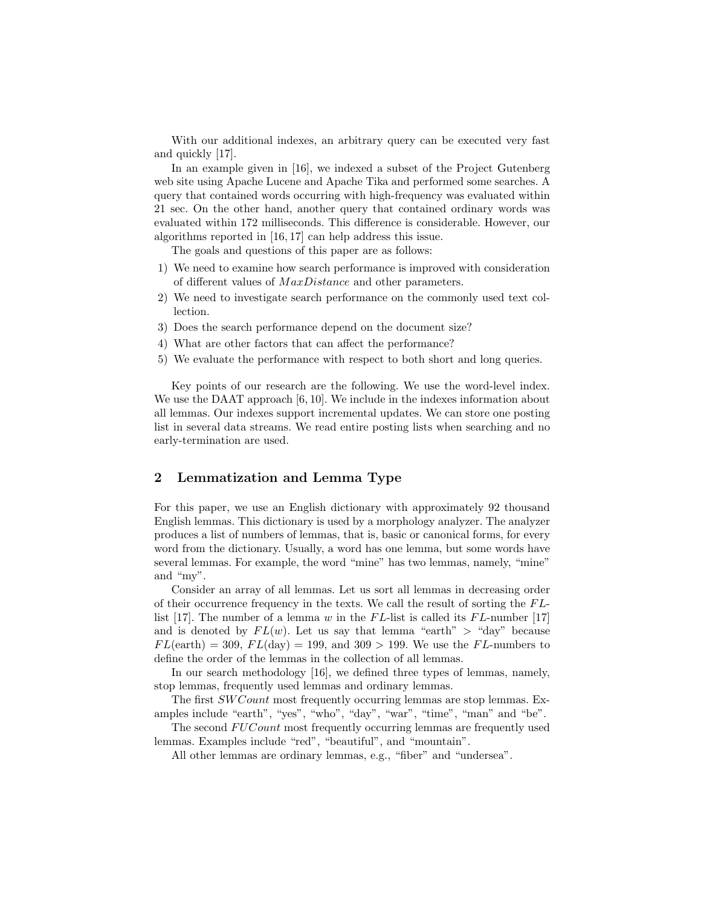With our additional indexes, an arbitrary query can be executed very fast and quickly [17].

In an example given in [16], we indexed a subset of the Project Gutenberg web site using Apache Lucene and Apache Tika and performed some searches. A query that contained words occurring with high-frequency was evaluated within 21 sec. On the other hand, another query that contained ordinary words was evaluated within 172 milliseconds. This difference is considerable. However, our algorithms reported in [16, 17] can help address this issue.

The goals and questions of this paper are as follows:

1) We need to examine how search performance is improved with consideration of different values of $MaxDistance$ and other parameters.
2) We need to investigate search performance on the commonly used text collection.
3) Does the search performance depend on the document size?
4) What are other factors that can affect the performance?
5) We evaluate the performance with respect to both short and long queries.

Key points of our research are the following. We use the word-level index. We use the DAAT approach [6, 10]. We include in the indexes information about all lemmas. Our indexes support incremental updates. We can store one posting list in several data streams. We read entire posting lists when searching and no early-termination are used.

## 2 Lemmatization and Lemma Type

For this paper, we use an English dictionary with approximately 92 thousand English lemmas. This dictionary is used by a morphology analyzer. The analyzer produces a list of numbers of lemmas, that is, basic or canonical forms, for every word from the dictionary. Usually, a word has one lemma, but some words have several lemmas. For example, the word "mine" has two lemmas, namely, "mine" and "my".

Consider an array of all lemmas. Let us sort all lemmas in decreasing order of their occurrence frequency in the texts. We call the result of sorting the $FL$-list [17]. The number of a lemma $w$ in the $FL$-list is called its $FL$-number [17] and is denoted by $FL(w)$. Let us say that lemma "earth" > "day" because $FL(\text{earth}) = 309$, $FL(\text{day}) = 199$, and $309 > 199$. We use the $FL$-numbers to define the order of the lemmas in the collection of all lemmas.

In our search methodology [16], we defined three types of lemmas, namely, stop lemmas, frequently used lemmas and ordinary lemmas.

The first $SWCount$ most frequently occurring lemmas are stop lemmas. Examples include "earth", "yes", "who", "day", "war", "time", "man" and "be".

The second $FUCount$ most frequently occurring lemmas are frequently used lemmas. Examples include "red", "beautiful", and "mountain".

All other lemmas are ordinary lemmas, e.g., "fiber" and "undersea".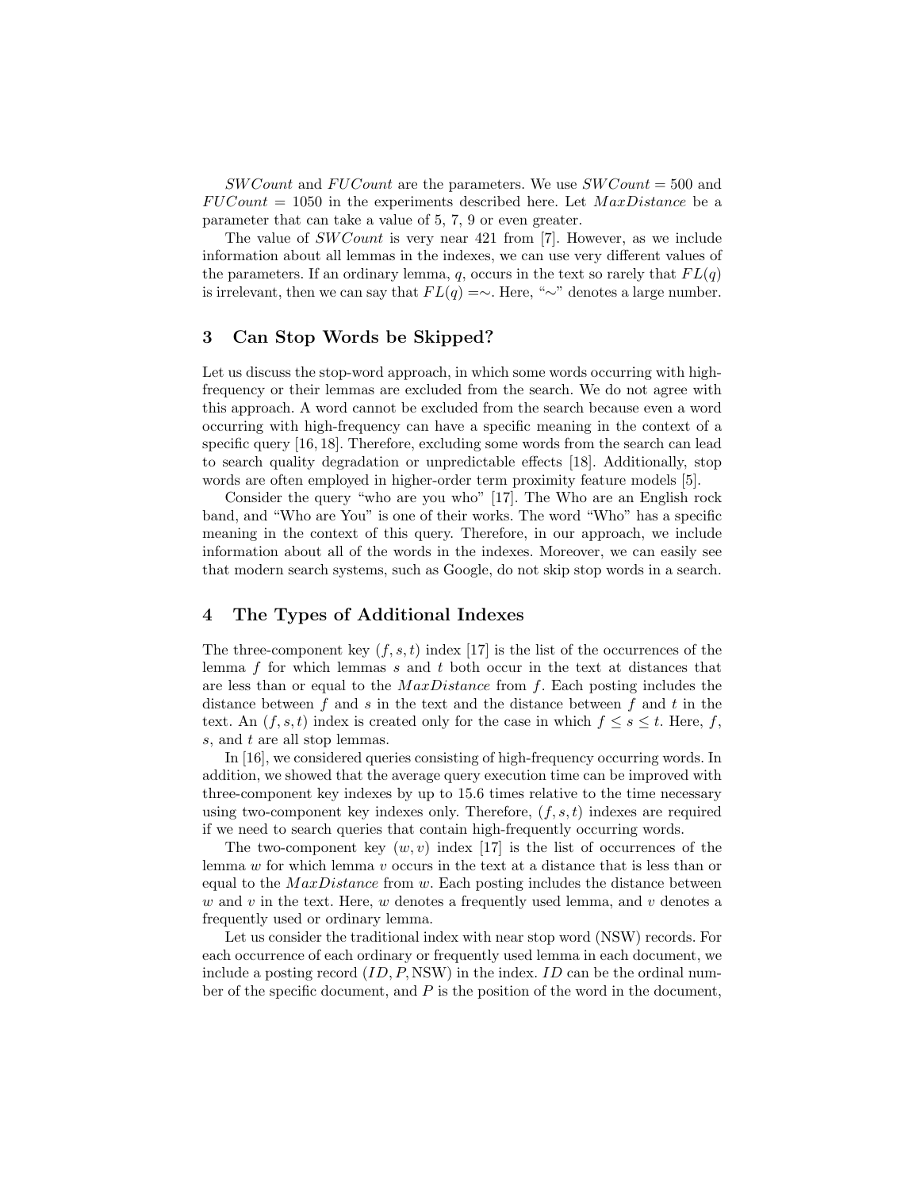$SWCount$ and $FUCount$ are the parameters. We use $SWCount = 500$ and $FUCount = 1050$ in the experiments described here. Let $MaxDistance$ be a parameter that can take a value of 5, 7, 9 or even greater.

The value of $SWCount$ is very near 421 from [7]. However, as we include information about all lemmas in the indexes, we can use very different values of the parameters. If an ordinary lemma, $q$, occurs in the text so rarely that $FL(q)$ is irrelevant, then we can say that $FL(q) = \sim$. Here, "$\sim$" denotes a large number.

## 3 Can Stop Words be Skipped?

Let us discuss the stop-word approach, in which some words occurring with high-frequency or their lemmas are excluded from the search. We do not agree with this approach. A word cannot be excluded from the search because even a word occurring with high-frequency can have a specific meaning in the context of a specific query [16, 18]. Therefore, excluding some words from the search can lead to search quality degradation or unpredictable effects [18]. Additionally, stop words are often employed in higher-order term proximity feature models [5].

Consider the query "who are you who" [17]. The Who are an English rock band, and "Who are You" is one of their works. The word "Who" has a specific meaning in the context of this query. Therefore, in our approach, we include information about all of the words in the indexes. Moreover, we can easily see that modern search systems, such as Google, do not skip stop words in a search.

## 4 The Types of Additional Indexes

The three-component key $(f, s, t)$ index [17] is the list of the occurrences of the lemma $f$ for which lemmas $s$ and $t$ both occur in the text at distances that are less than or equal to the $MaxDistance$ from $f$. Each posting includes the distance between $f$ and $s$ in the text and the distance between $f$ and $t$ in the text. An $(f, s, t)$ index is created only for the case in which $f \leq s \leq t$. Here, $f$, $s$, and $t$ are all stop lemmas.

In [16], we considered queries consisting of high-frequency occurring words. In addition, we showed that the average query execution time can be improved with three-component key indexes by up to 15.6 times relative to the time necessary using two-component key indexes only. Therefore, $(f, s, t)$ indexes are required if we need to search queries that contain high-frequently occurring words.

The two-component key $(w, v)$ index [17] is the list of occurrences of the lemma $w$ for which lemma $v$ occurs in the text at a distance that is less than or equal to the $MaxDistance$ from $w$. Each posting includes the distance between $w$ and $v$ in the text. Here, $w$ denotes a frequently used lemma, and $v$ denotes a frequently used or ordinary lemma.

Let us consider the traditional index with near stop word (NSW) records. For each occurrence of each ordinary or frequently used lemma in each document, we include a posting record $(ID, P, \text{NSW})$ in the index. $ID$ can be the ordinal number of the specific document, and $P$ is the position of the word in the document,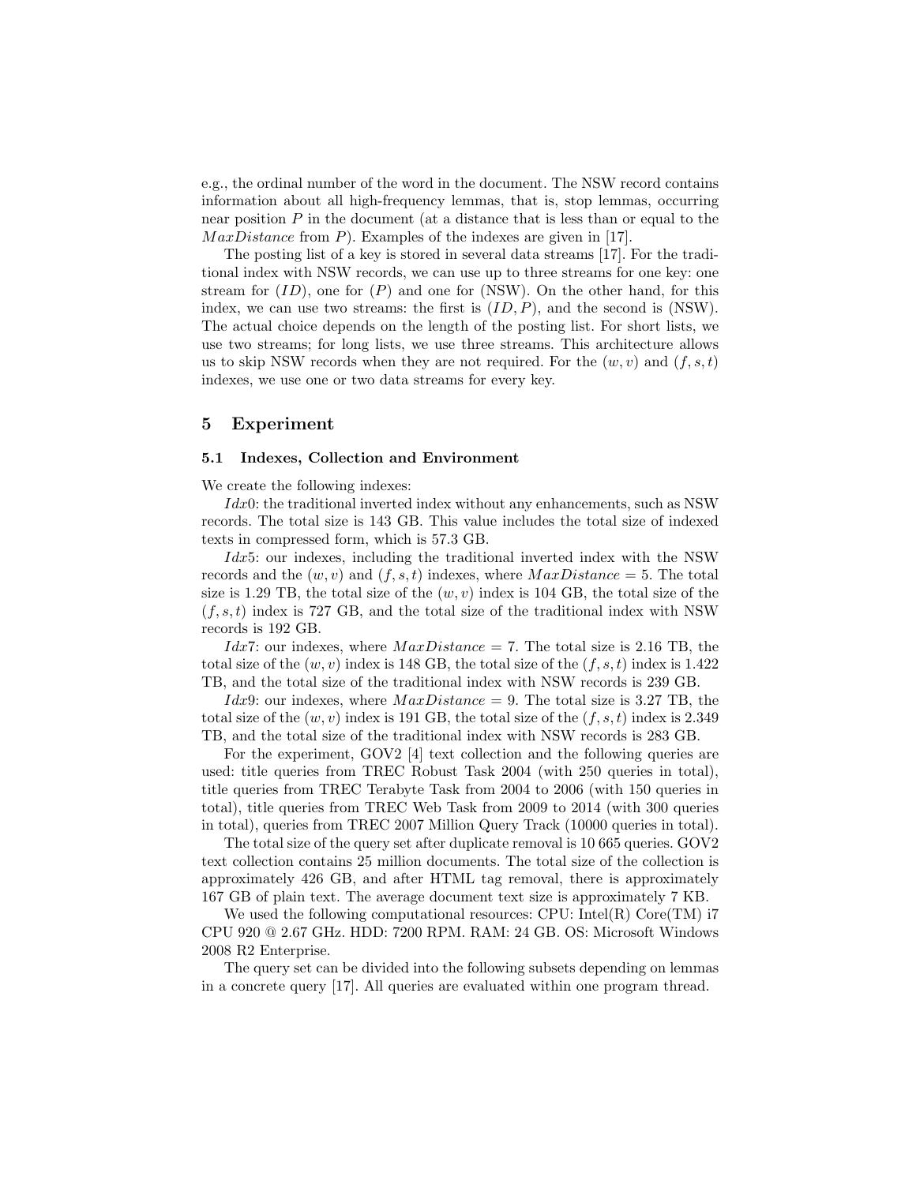e.g., the ordinal number of the word in the document. The NSW record contains information about all high-frequency lemmas, that is, stop lemmas, occurring near position $P$ in the document (at a distance that is less than or equal to the $MaxDistance$ from $P$). Examples of the indexes are given in [17].

The posting list of a key is stored in several data streams [17]. For the traditional index with NSW records, we can use up to three streams for one key: one stream for $(ID)$, one for $(P)$ and one for (NSW). On the other hand, for this index, we can use two streams: the first is $(ID, P)$, and the second is (NSW). The actual choice depends on the length of the posting list. For short lists, we use two streams; for long lists, we use three streams. This architecture allows us to skip NSW records when they are not required. For the $(w, v)$ and $(f, s, t)$ indexes, we use one or two data streams for every key.

## 5 Experiment

### 5.1 Indexes, Collection and Environment

We create the following indexes:

$Idx0$: the traditional inverted index without any enhancements, such as NSW records. The total size is 143 GB. This value includes the total size of indexed texts in compressed form, which is 57.3 GB.

$Idx5$: our indexes, including the traditional inverted index with the NSW records and the $(w, v)$ and $(f, s, t)$ indexes, where $MaxDistance = 5$. The total size is 1.29 TB, the total size of the $(w, v)$ index is 104 GB, the total size of the $(f, s, t)$ index is 727 GB, and the total size of the traditional index with NSW records is 192 GB.

$Idx7$: our indexes, where $MaxDistance = 7$. The total size is 2.16 TB, the total size of the $(w, v)$ index is 148 GB, the total size of the $(f, s, t)$ index is 1.422 TB, and the total size of the traditional index with NSW records is 239 GB.

$Idx9$: our indexes, where $MaxDistance = 9$. The total size is 3.27 TB, the total size of the $(w, v)$ index is 191 GB, the total size of the $(f, s, t)$ index is 2.349 TB, and the total size of the traditional index with NSW records is 283 GB.

For the experiment, GOV2 [4] text collection and the following queries are used: title queries from TREC Robust Task 2004 (with 250 queries in total), title queries from TREC Terabyte Task from 2004 to 2006 (with 150 queries in total), title queries from TREC Web Task from 2009 to 2014 (with 300 queries in total), queries from TREC 2007 Million Query Track (10000 queries in total).

The total size of the query set after duplicate removal is 10 665 queries. GOV2 text collection contains 25 million documents. The total size of the collection is approximately 426 GB, and after HTML tag removal, there is approximately 167 GB of plain text. The average document text size is approximately 7 KB.

We used the following computational resources: CPU: Intel(R) Core(TM) i7 CPU 920 @ 2.67 GHz. HDD: 7200 RPM. RAM: 24 GB. OS: Microsoft Windows 2008 R2 Enterprise.

The query set can be divided into the following subsets depending on lemmas in a concrete query [17]. All queries are evaluated within one program thread.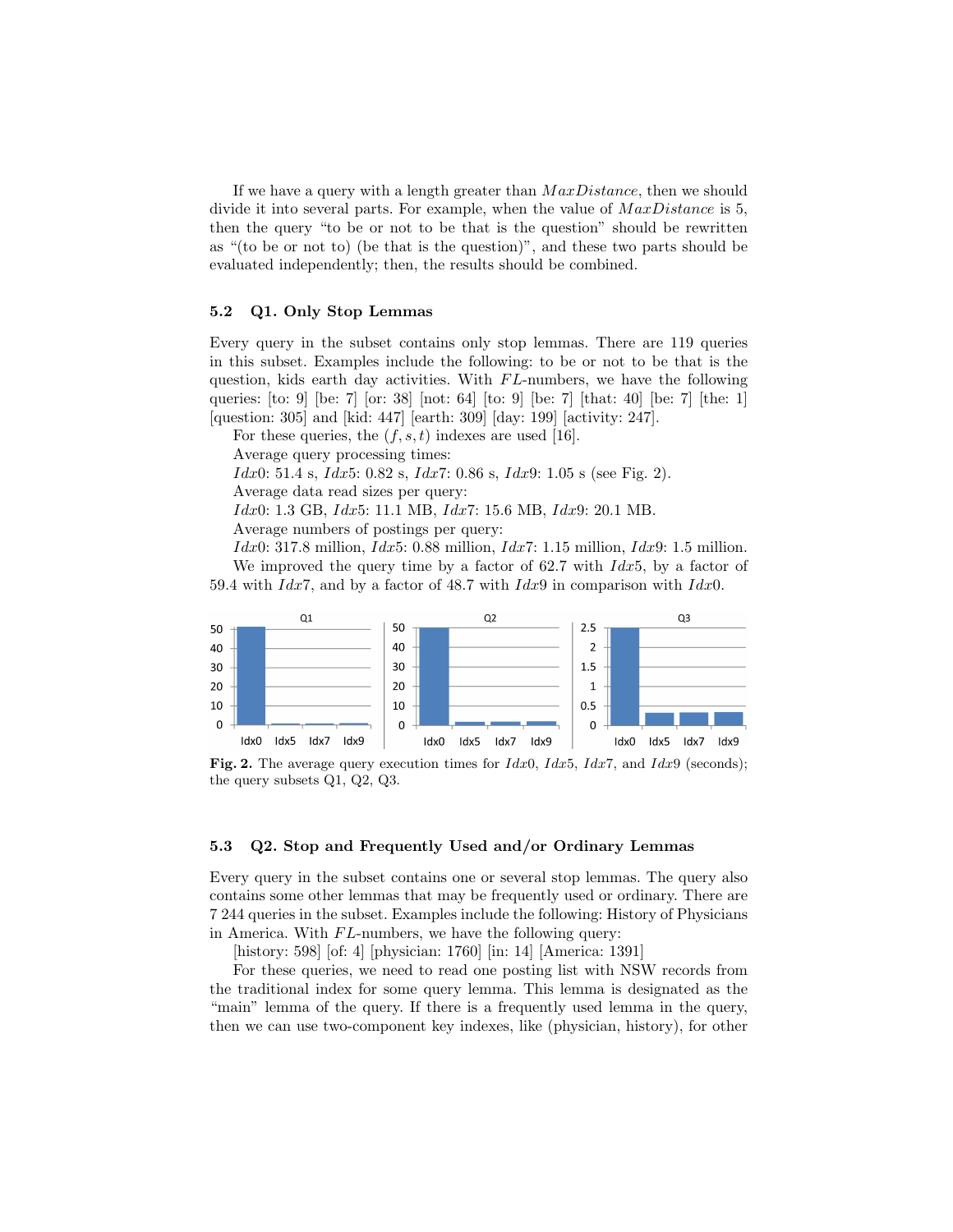If we have a query with a length greater than $MaxDistance$, then we should divide it into several parts. For example, when the value of $MaxDistance$ is 5, then the query "to be or not to be that is the question" should be rewritten as "(to be or not to) (be that is the question)", and these two parts should be evaluated independently; then, the results should be combined.

### 5.2 Q1. Only Stop Lemmas

Every query in the subset contains only stop lemmas. There are 119 queries in this subset. Examples include the following: to be or not to be that is the question, kids earth day activities. With $FL$-numbers, we have the following queries: [to: 9] [be: 7] [or: 38] [not: 64] [to: 9] [be: 7] [that: 40] [be: 7] [the: 1] [question: 305] and [kid: 447] [earth: 309] [day: 199] [activity: 247].

For these queries, the $(f, s, t)$ indexes are used [16].

Average query processing times:

$Idx0$: 51.4 s, $Idx5$: 0.82 s, $Idx7$: 0.86 s, $Idx9$: 1.05 s (see Fig. 2).

Average data read sizes per query:

$Idx0$: 1.3 GB, $Idx5$: 11.1 MB, $Idx7$: 15.6 MB, $Idx9$: 20.1 MB.

Average numbers of postings per query:

$Idx0$: 317.8 million, $Idx5$: 0.88 million, $Idx7$: 1.15 million, $Idx9$: 1.5 million.

We improved the query time by a factor of 62.7 with $Idx5$, by a factor of 59.4 with $Idx7$, and by a factor of 48.7 with $Idx9$ in comparison with $Idx0$.

**Fig. 2.** The average query execution times for $Idx0$, $Idx5$, $Idx7$, and $Idx9$ (seconds); the query subsets Q1, Q2, Q3.

### 5.3 Q2. Stop and Frequently Used and/or Ordinary Lemmas

Every query in the subset contains one or several stop lemmas. The query also contains some other lemmas that may be frequently used or ordinary. There are 7 244 queries in the subset. Examples include the following: History of Physicians in America. With $FL$-numbers, we have the following query:

[history: 598] [of: 4] [physician: 1760] [in: 14] [America: 1391]

For these queries, we need to read one posting list with NSW records from the traditional index for some query lemma. This lemma is designated as the "main" lemma of the query. If there is a frequently used lemma in the query, then we can use two-component key indexes, like (physician, history), for other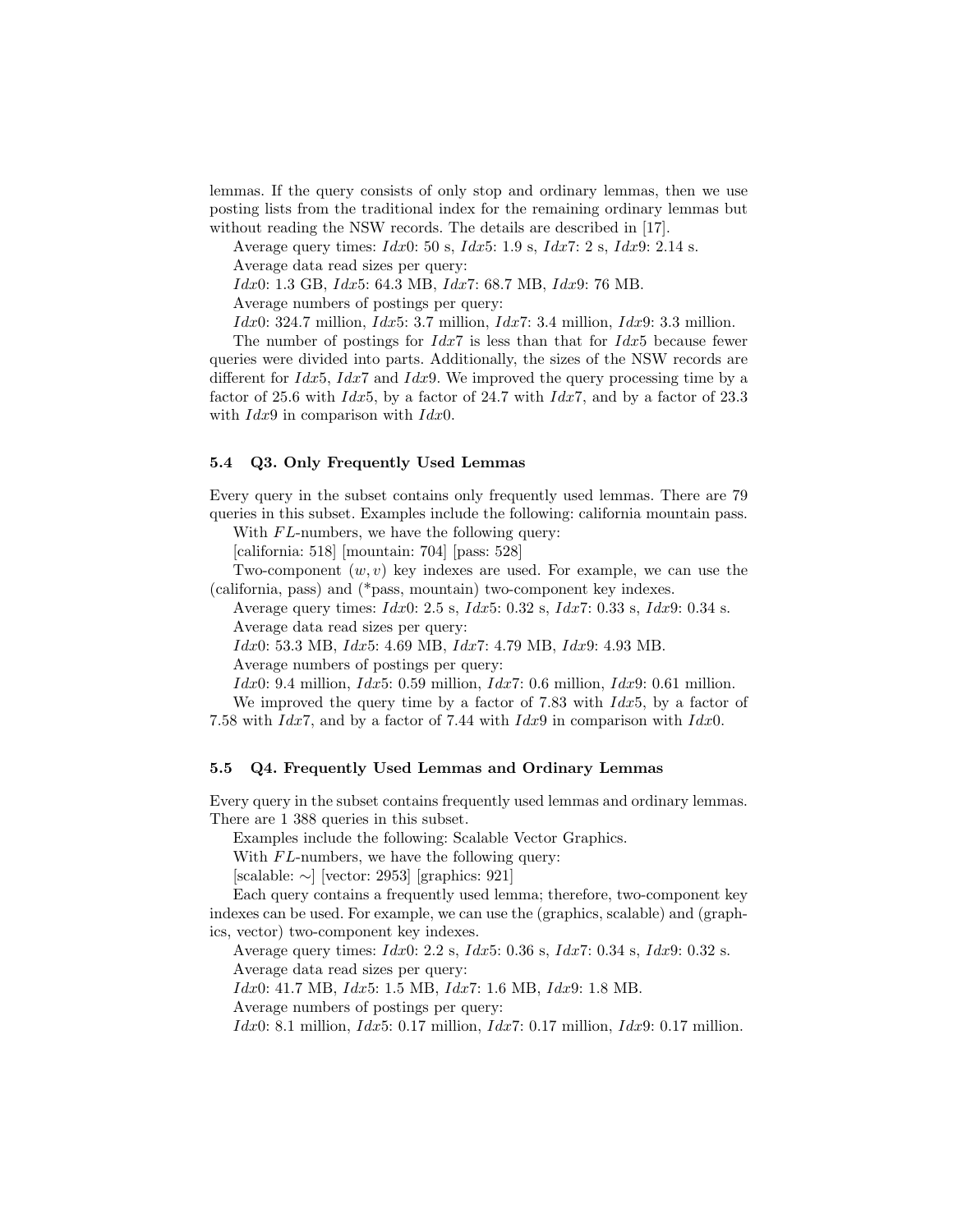lemmas. If the query consists of only stop and ordinary lemmas, then we use posting lists from the traditional index for the remaining ordinary lemmas but without reading the NSW records. The details are described in [17].

Average query times: $Idx0$: 50 s, $Idx5$: 1.9 s, $Idx7$: 2 s, $Idx9$: 2.14 s.

Average data read sizes per query:

$Idx0$: 1.3 GB, $Idx5$: 64.3 MB, $Idx7$: 68.7 MB, $Idx9$: 76 MB.

Average numbers of postings per query:

$Idx0$: 324.7 million, $Idx5$: 3.7 million, $Idx7$: 3.4 million, $Idx9$: 3.3 million.

The number of postings for $Idx7$ is less than that for $Idx5$ because fewer queries were divided into parts. Additionally, the sizes of the NSW records are different for $Idx5$, $Idx7$ and $Idx9$. We improved the query processing time by a factor of 25.6 with $Idx5$, by a factor of 24.7 with $Idx7$, and by a factor of 23.3 with $Idx9$ in comparison with $Idx0$.

### 5.4 Q3. Only Frequently Used Lemmas

Every query in the subset contains only frequently used lemmas. There are 79 queries in this subset. Examples include the following: california mountain pass.

With $FL$-numbers, we have the following query:

[california: 518] [mountain: 704] [pass: 528]

Two-component $(w, v)$ key indexes are used. For example, we can use the (california, pass) and (*pass, mountain) two-component key indexes.

Average query times: $Idx0$: 2.5 s, $Idx5$: 0.32 s, $Idx7$: 0.33 s, $Idx9$: 0.34 s.

Average data read sizes per query:

$Idx0$: 53.3 MB, $Idx5$: 4.69 MB, $Idx7$: 4.79 MB, $Idx9$: 4.93 MB.

Average numbers of postings per query:

$Idx0$: 9.4 million, $Idx5$: 0.59 million, $Idx7$: 0.6 million, $Idx9$: 0.61 million.

We improved the query time by a factor of 7.83 with $Idx5$, by a factor of 7.58 with $Idx7$, and by a factor of 7.44 with $Idx9$ in comparison with $Idx0$.

### 5.5 Q4. Frequently Used Lemmas and Ordinary Lemmas

Every query in the subset contains frequently used lemmas and ordinary lemmas. There are 1 388 queries in this subset.

Examples include the following: Scalable Vector Graphics.

With $FL$-numbers, we have the following query:

[scalable: $\sim$] [vector: 2953] [graphics: 921]

Each query contains a frequently used lemma; therefore, two-component key indexes can be used. For example, we can use the (graphics, scalable) and (graphics, vector) two-component key indexes.

Average query times: $Idx0$: 2.2 s, $Idx5$: 0.36 s, $Idx7$: 0.34 s, $Idx9$: 0.32 s.

Average data read sizes per query:

$Idx0$: 41.7 MB, $Idx5$: 1.5 MB, $Idx7$: 1.6 MB, $Idx9$: 1.8 MB.

Average numbers of postings per query:

$Idx0$: 8.1 million, $Idx5$: 0.17 million, $Idx7$: 0.17 million, $Idx9$: 0.17 million.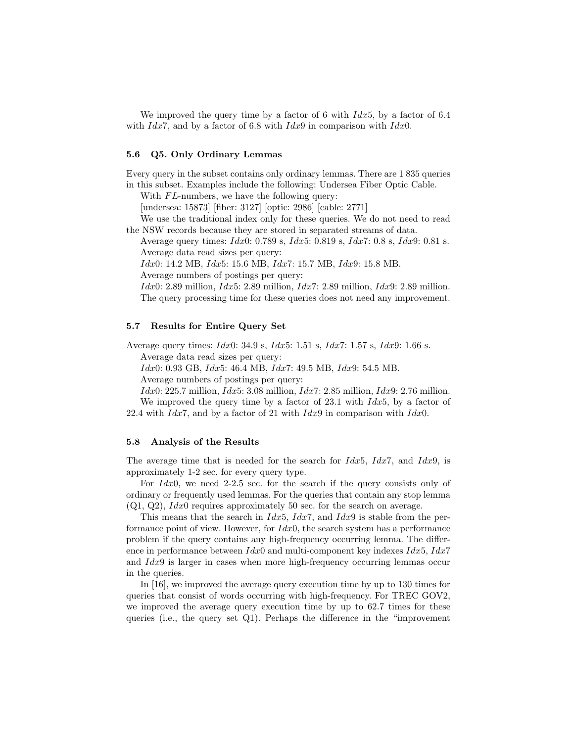We improved the query time by a factor of 6 with $Idx5$, by a factor of 6.4 with $Idx7$, and by a factor of 6.8 with $Idx9$ in comparison with $Idx0$.

### 5.6 Q5. Only Ordinary Lemmas

Every query in the subset contains only ordinary lemmas. There are 1 835 queries in this subset. Examples include the following: Undersea Fiber Optic Cable.

With $FL$-numbers, we have the following query:

[undersea: 15873] [fiber: 3127] [optic: 2986] [cable: 2771]

We use the traditional index only for these queries. We do not need to read the NSW records because they are stored in separated streams of data.

Average query times: $Idx0$: 0.789 s, $Idx5$: 0.819 s, $Idx7$: 0.8 s, $Idx9$: 0.81 s.

Average data read sizes per query:

$Idx0$: 14.2 MB, $Idx5$: 15.6 MB, $Idx7$: 15.7 MB, $Idx9$: 15.8 MB.

Average numbers of postings per query:

$Idx0$: 2.89 million, $Idx5$: 2.89 million, $Idx7$: 2.89 million, $Idx9$: 2.89 million.

The query processing time for these queries does not need any improvement.

### 5.7 Results for Entire Query Set

Average query times: $Idx0$: 34.9 s, $Idx5$: 1.51 s, $Idx7$: 1.57 s, $Idx9$: 1.66 s.

Average data read sizes per query:

$Idx0$: 0.93 GB, $Idx5$: 46.4 MB, $Idx7$: 49.5 MB, $Idx9$: 54.5 MB.

Average numbers of postings per query:

$Idx0$: 225.7 million, $Idx5$: 3.08 million, $Idx7$: 2.85 million, $Idx9$: 2.76 million.

We improved the query time by a factor of 23.1 with $Idx5$, by a factor of 22.4 with $Idx7$, and by a factor of 21 with $Idx9$ in comparison with $Idx0$.

### 5.8 Analysis of the Results

The average time that is needed for the search for $Idx5$, $Idx7$, and $Idx9$, is approximately 1-2 sec. for every query type.

For $Idx0$, we need 2-2.5 sec. for the search if the query consists only of ordinary or frequently used lemmas. For the queries that contain any stop lemma (Q1, Q2), $Idx0$ requires approximately 50 sec. for the search on average.

This means that the search in $Idx5$, $Idx7$, and $Idx9$ is stable from the performance point of view. However, for $Idx0$, the search system has a performance problem if the query contains any high-frequency occurring lemma. The difference in performance between $Idx0$ and multi-component key indexes $Idx5$, $Idx7$ and $Idx9$ is larger in cases when more high-frequency occurring lemmas occur in the queries.

In [16], we improved the average query execution time by up to 130 times for queries that consist of words occurring with high-frequency. For TREC GOV2, we improved the average query execution time by up to 62.7 times for these queries (i.e., the query set Q1). Perhaps the difference in the "improvement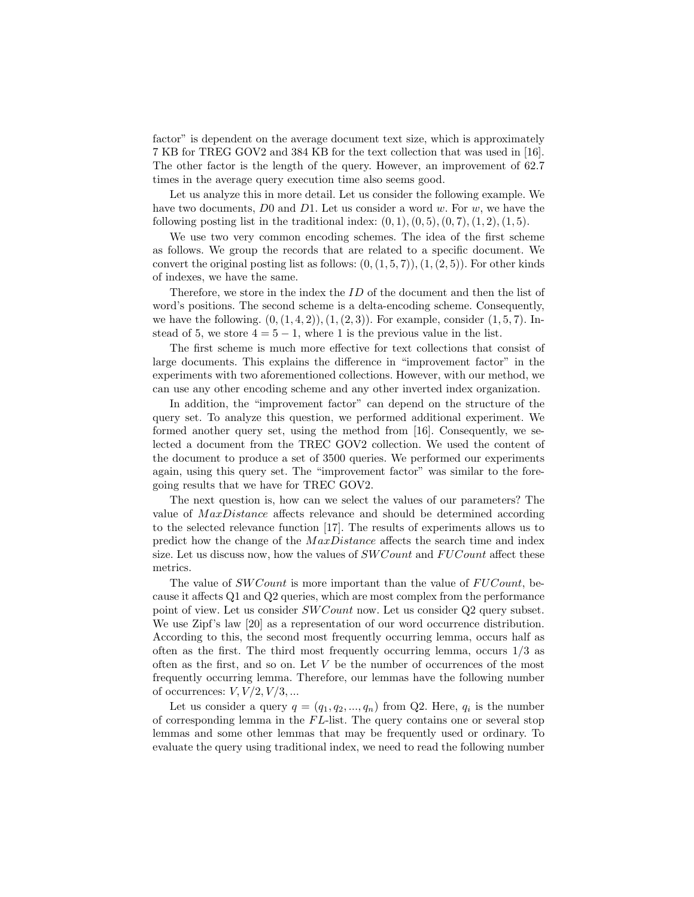factor" is dependent on the average document text size, which is approximately 7 KB for TREG GOV2 and 384 KB for the text collection that was used in [16]. The other factor is the length of the query. However, an improvement of 62.7 times in the average query execution time also seems good.

Let us analyze this in more detail. Let us consider the following example. We have two documents, $D0$ and $D1$. Let us consider a word $w$. For $w$, we have the following posting list in the traditional index: $(0, 1), (0, 5), (0, 7), (1, 2), (1, 5)$.

We use two very common encoding schemes. The idea of the first scheme as follows. We group the records that are related to a specific document. We convert the original posting list as follows: $(0, (1, 5, 7)), (1, (2, 5))$. For other kinds of indexes, we have the same.

Therefore, we store in the index the $ID$ of the document and then the list of word's positions. The second scheme is a delta-encoding scheme. Consequently, we have the following. $(0, (1, 4, 2)), (1, (2, 3))$. For example, consider $(1, 5, 7)$. Instead of 5, we store $4 = 5 - 1$, where 1 is the previous value in the list.

The first scheme is much more effective for text collections that consist of large documents. This explains the difference in "improvement factor" in the experiments with two aforementioned collections. However, with our method, we can use any other encoding scheme and any other inverted index organization.

In addition, the "improvement factor" can depend on the structure of the query set. To analyze this question, we performed additional experiment. We formed another query set, using the method from [16]. Consequently, we selected a document from the TREC GOV2 collection. We used the content of the document to produce a set of 3500 queries. We performed our experiments again, using this query set. The "improvement factor" was similar to the foregoing results that we have for TREC GOV2.

The next question is, how can we select the values of our parameters? The value of $MaxDistance$ affects relevance and should be determined according to the selected relevance function [17]. The results of experiments allows us to predict how the change of the $MaxDistance$ affects the search time and index size. Let us discuss now, how the values of $SWCount$ and $FUCount$ affect these metrics.

The value of $SWCount$ is more important than the value of $FUCount$, because it affects Q1 and Q2 queries, which are most complex from the performance point of view. Let us consider $SWCount$ now. Let us consider Q2 query subset. We use Zipf's law [20] as a representation of our word occurrence distribution. According to this, the second most frequently occurring lemma, occurs half as often as the first. The third most frequently occurring lemma, occurs $1/3$ as often as the first, and so on. Let $V$ be the number of occurrences of the most frequently occurring lemma. Therefore, our lemmas have the following number of occurrences: $V, V/2, V/3, ...$

Let us consider a query $q = (q_1, q_2, ..., q_n)$ from Q2. Here, $q_i$ is the number of corresponding lemma in the $FL$-list. The query contains one or several stop lemmas and some other lemmas that may be frequently used or ordinary. To evaluate the query using traditional index, we need to read the following number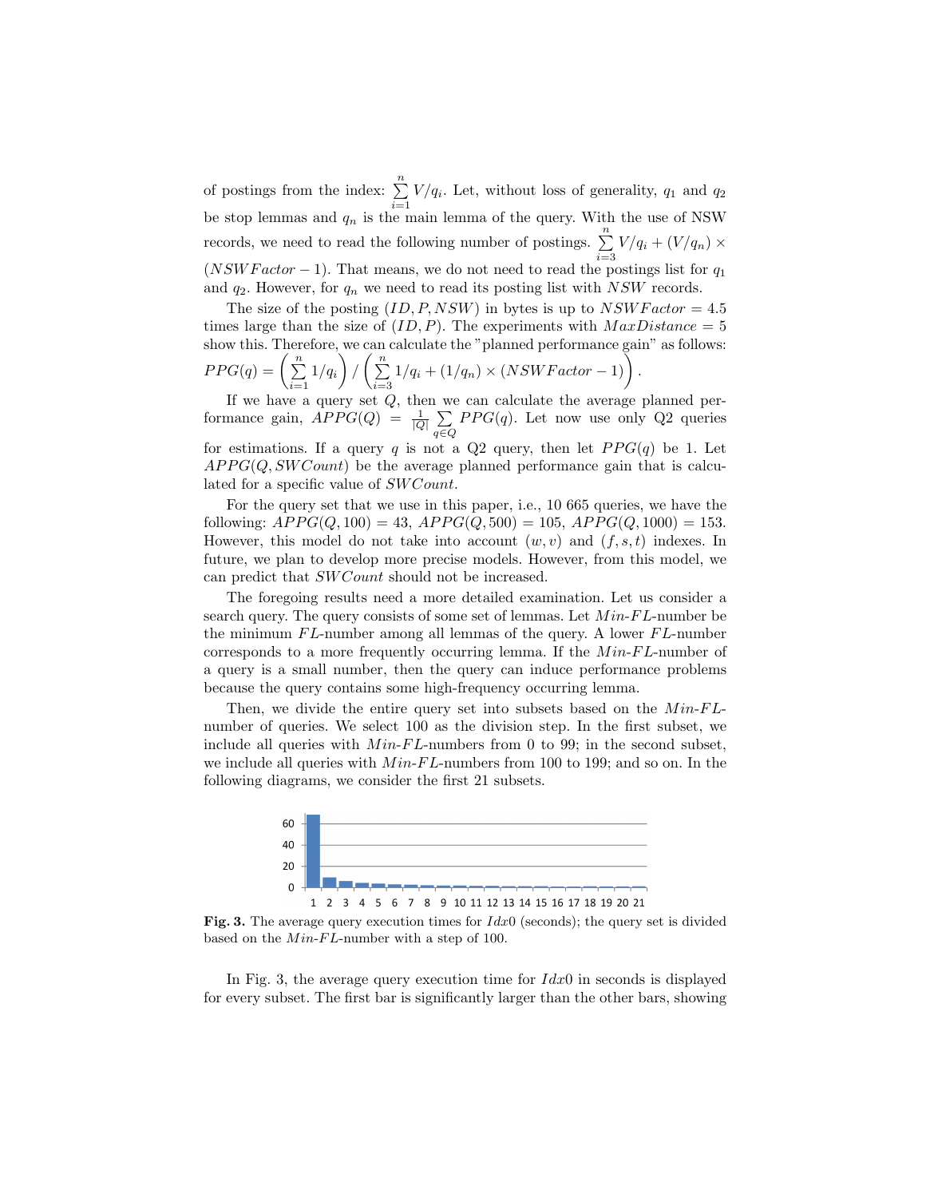of postings from the index: $\sum_{i=1}^{n} V/q_i$. Let, without loss of generality, $q_1$ and $q_2$ be stop lemmas and $q_n$ is the main lemma of the query. With the use of NSW records, we need to read the following number of postings. $\sum_{i=3}^{n} V/q_i + (V/q_n) \times (NSWFactor - 1)$. That means, we do not need to read the postings list for $q_1$ and $q_2$. However, for $q_n$ we need to read its posting list with $NSW$ records.

The size of the posting $(ID, P, NSW)$ in bytes is up to $NSWFactor = 4.5$ times large than the size of $(ID, P)$. The experiments with $MaxDistance = 5$ show this. Therefore, we can calculate the "planned performance gain" as follows: $PPG(q) = \left(\sum_{i=1}^{n} 1/q_i\right) / \left(\sum_{i=3}^{n} 1/q_i + (1/q_n) \times (NSWFactor - 1)\right)$.

If we have a query set $Q$, then we can calculate the average planned performance gain, $APPG(Q) = \frac{1}{|Q|} \sum_{q \in Q} PPG(q)$. Let now use only Q2 queries for estimations. If a query $q$ is not a Q2 query, then let $PPG(q)$ be 1. Let $APPG(Q, SWCount)$ be the average planned performance gain that is calculated for a specific value of $SWCount$.

For the query set that we use in this paper, i.e., 10 665 queries, we have the following: $APPG(Q, 100) = 43$, $APPG(Q, 500) = 105$, $APPG(Q, 1000) = 153$. However, this model do not take into account $(w, v)$ and $(f, s, t)$ indexes. In future, we plan to develop more precise models. However, from this model, we can predict that $SWCount$ should not be increased.

The foregoing results need a more detailed examination. Let us consider a search query. The query consists of some set of lemmas. Let $Min$-$FL$-number be the minimum $FL$-number among all lemmas of the query. A lower $FL$-number corresponds to a more frequently occurring lemma. If the $Min$-$FL$-number of a query is a small number, then the query can induce performance problems because the query contains some high-frequency occurring lemma.

Then, we divide the entire query set into subsets based on the $Min$-$FL$-number of queries. We select 100 as the division step. In the first subset, we include all queries with $Min$-$FL$-numbers from 0 to 99; in the second subset, we include all queries with $Min$-$FL$-numbers from 100 to 199; and so on. In the following diagrams, we consider the first 21 subsets.

**Fig. 3.** The average query execution times for $Idx0$ (seconds); the query set is divided based on the $Min$-$FL$-number with a step of 100.

In Fig. 3, the average query execution time for $Idx0$ in seconds is displayed for every subset. The first bar is significantly larger than the other bars, showing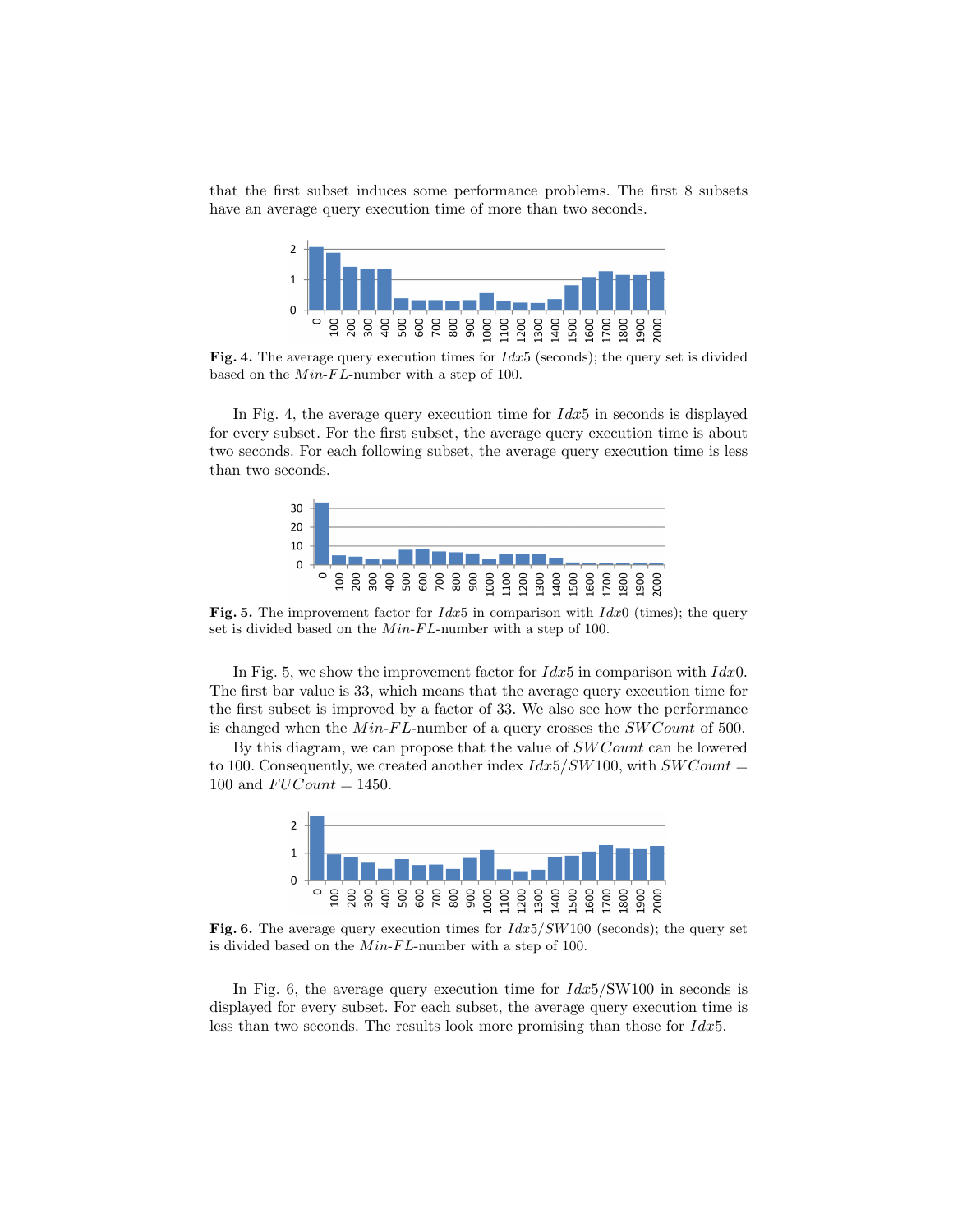that the first subset induces some performance problems. The first 8 subsets have an average query execution time of more than two seconds.

**Fig. 4.** The average query execution times for $Idx5$ (seconds); the query set is divided based on the $Min$-$FL$-number with a step of 100.

In Fig. 4, the average query execution time for $Idx5$ in seconds is displayed for every subset. For the first subset, the average query execution time is about two seconds. For each following subset, the average query execution time is less than two seconds.

**Fig. 5.** The improvement factor for $Idx5$ in comparison with $Idx0$ (times); the query set is divided based on the $Min$-$FL$-number with a step of 100.

In Fig. 5, we show the improvement factor for $Idx5$ in comparison with $Idx0$. The first bar value is 33, which means that the average query execution time for the first subset is improved by a factor of 33. We also see how the performance is changed when the $Min$-$FL$-number of a query crosses the $SWCount$ of 500.

By this diagram, we can propose that the value of $SWCount$ can be lowered to 100. Consequently, we created another index $Idx5/SW100$, with $SWCount$ = 100 and $FUCount$ = 1450.

**Fig. 6.** The average query execution times for $Idx5/SW100$ (seconds); the query set is divided based on the $Min$-$FL$-number with a step of 100.

In Fig. 6, the average query execution time for $Idx5$/SW100 in seconds is displayed for every subset. For each subset, the average query execution time is less than two seconds. The results look more promising than those for $Idx5$.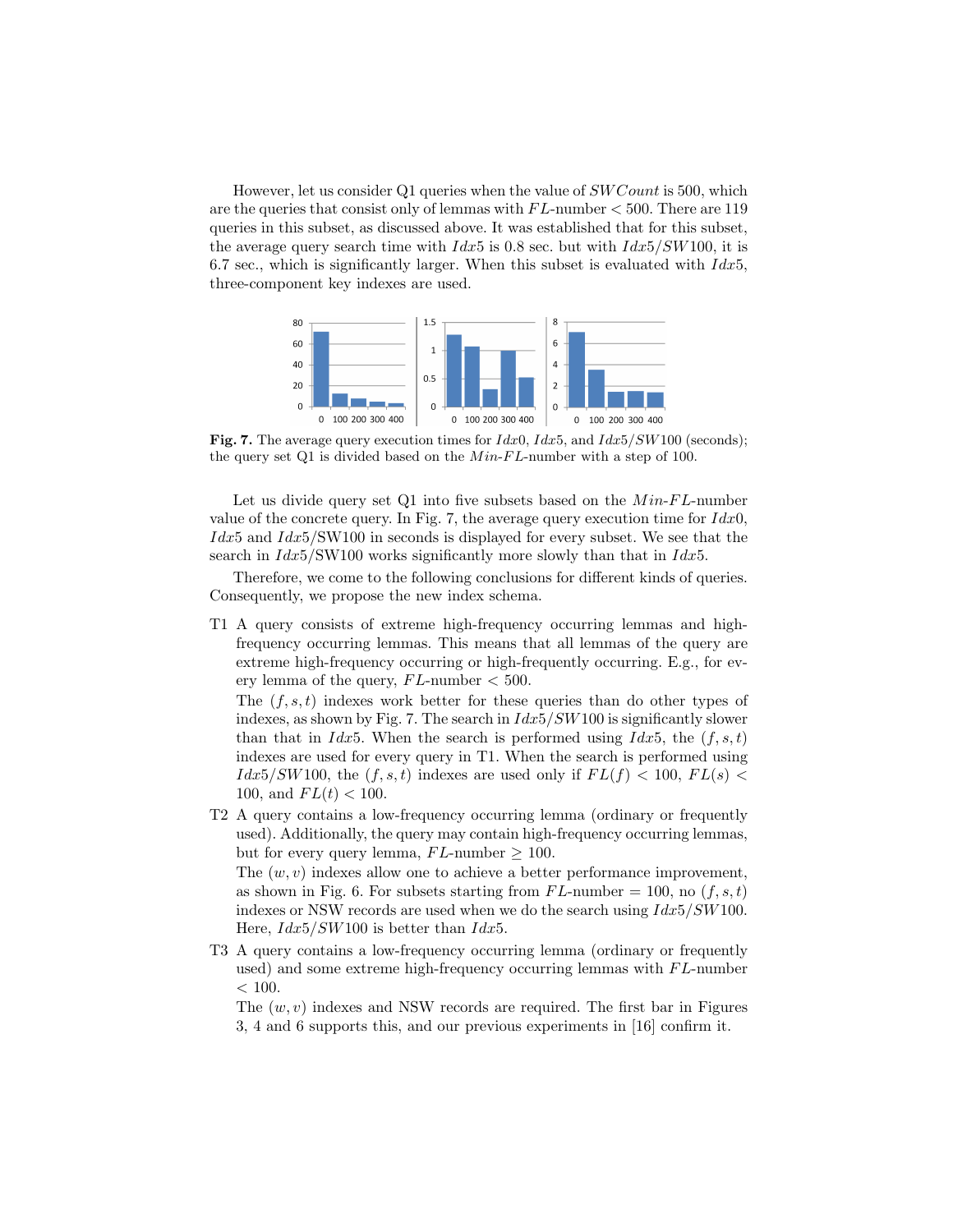However, let us consider Q1 queries when the value of $SWCount$ is 500, which are the queries that consist only of lemmas with $FL$-number $< 500$. There are 119 queries in this subset, as discussed above. It was established that for this subset, the average query search time with $Idx5$ is 0.8 sec. but with $Idx5/SW100$, it is 6.7 sec., which is significantly larger. When this subset is evaluated with $Idx5$, three-component key indexes are used.

**Fig. 7.** The average query execution times for $Idx0$, $Idx5$, and $Idx5/SW100$ (seconds); the query set Q1 is divided based on the $Min$-$FL$-number with a step of 100.

Let us divide query set Q1 into five subsets based on the $Min$-$FL$-number value of the concrete query. In Fig. 7, the average query execution time for $Idx0$, $Idx5$ and $Idx5$/SW100 in seconds is displayed for every subset. We see that the search in $Idx5$/SW100 works significantly more slowly than that in $Idx5$.

Therefore, we come to the following conclusions for different kinds of queries. Consequently, we propose the new index schema.

T1 A query consists of extreme high-frequency occurring lemmas and high-frequency occurring lemmas. This means that all lemmas of the query are extreme high-frequency occurring or high-frequently occurring. E.g., for every lemma of the query, $FL$-number $< 500$.

The $(f, s, t)$ indexes work better for these queries than do other types of indexes, as shown by Fig. 7. The search in $Idx5/SW100$ is significantly slower than that in $Idx5$. When the search is performed using $Idx5$, the $(f, s, t)$ indexes are used for every query in T1. When the search is performed using $Idx5/SW100$, the $(f, s, t)$ indexes are used only if $FL(f) < 100$, $FL(s) < 100$, and $FL(t) < 100$.

T2 A query contains a low-frequency occurring lemma (ordinary or frequently used). Additionally, the query may contain high-frequency occurring lemmas, but for every query lemma, $FL$-number $\geq 100$.

The $(w, v)$ indexes allow one to achieve a better performance improvement, as shown in Fig. 6. For subsets starting from $FL$-number $= 100$, no $(f, s, t)$ indexes or NSW records are used when we do the search using $Idx5/SW100$. Here, $Idx5/SW100$ is better than $Idx5$.

T3 A query contains a low-frequency occurring lemma (ordinary or frequently used) and some extreme high-frequency occurring lemmas with $FL$-number $< 100$.

The $(w, v)$ indexes and NSW records are required. The first bar in Figures 3, 4 and 6 supports this, and our previous experiments in [16] confirm it.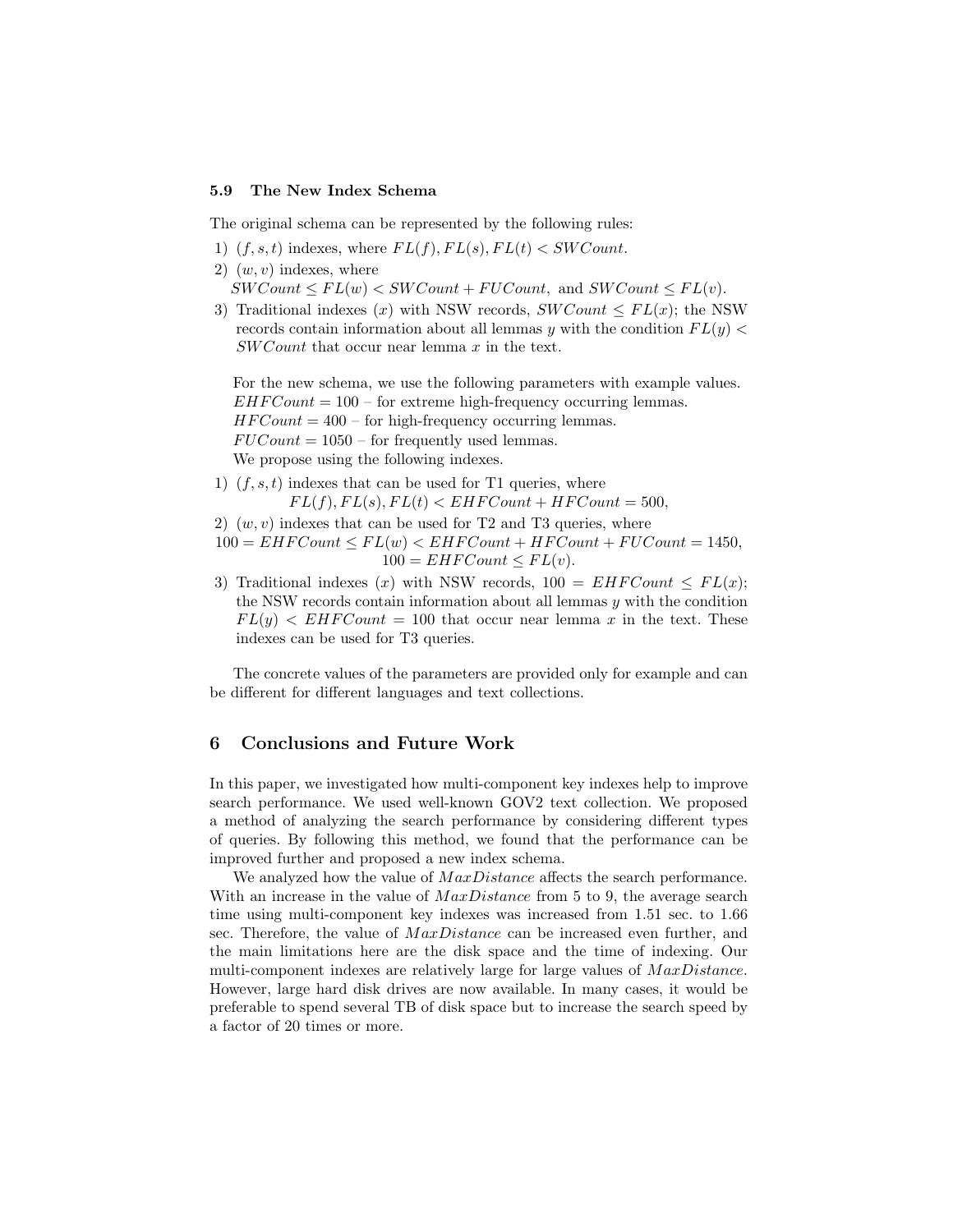### 5.9 The New Index Schema

The original schema can be represented by the following rules:

1) $(f, s, t)$ indexes, where $FL(f), FL(s), FL(t) < SWCount$.
2) $(w, v)$ indexes, where
$SWCount \leq FL(w) < SWCount + FUCount$, and $SWCount \leq FL(v)$.
3) Traditional indexes $(x)$ with NSW records, $SWCount \leq FL(x)$; the NSW records contain information about all lemmas $y$ with the condition $FL(y) < SWCount$ that occur near lemma $x$ in the text.

For the new schema, we use the following parameters with example values.
$EHFCount = 100$ – for extreme high-frequency occurring lemmas.
$HFCount = 400$ – for high-frequency occurring lemmas.
$FUCount = 1050$ – for frequently used lemmas.
We propose using the following indexes.

1) $(f, s, t)$ indexes that can be used for T1 queries, where
$$FL(f), FL(s), FL(t) < EHFCount + HFCount = 500,$$
2) $(w, v)$ indexes that can be used for T2 and T3 queries, where
$$100 = EHFCount \leq FL(w) < EHFCount + HFCount + FUCount = 1450,$$
$$100 = EHFCount \leq FL(v).$$
3) Traditional indexes $(x)$ with NSW records, $100 = EHFCount \leq FL(x)$; the NSW records contain information about all lemmas $y$ with the condition $FL(y) < EHFCount = 100$ that occur near lemma $x$ in the text. These indexes can be used for T3 queries.

The concrete values of the parameters are provided only for example and can be different for different languages and text collections.

## 6 Conclusions and Future Work

In this paper, we investigated how multi-component key indexes help to improve search performance. We used well-known GOV2 text collection. We proposed a method of analyzing the search performance by considering different types of queries. By following this method, we found that the performance can be improved further and proposed a new index schema.

We analyzed how the value of $MaxDistance$ affects the search performance. With an increase in the value of $MaxDistance$ from 5 to 9, the average search time using multi-component key indexes was increased from 1.51 sec. to 1.66 sec. Therefore, the value of $MaxDistance$ can be increased even further, and the main limitations here are the disk space and the time of indexing. Our multi-component indexes are relatively large for large values of $MaxDistance$. However, large hard disk drives are now available. In many cases, it would be preferable to spend several TB of disk space but to increase the search speed by a factor of 20 times or more.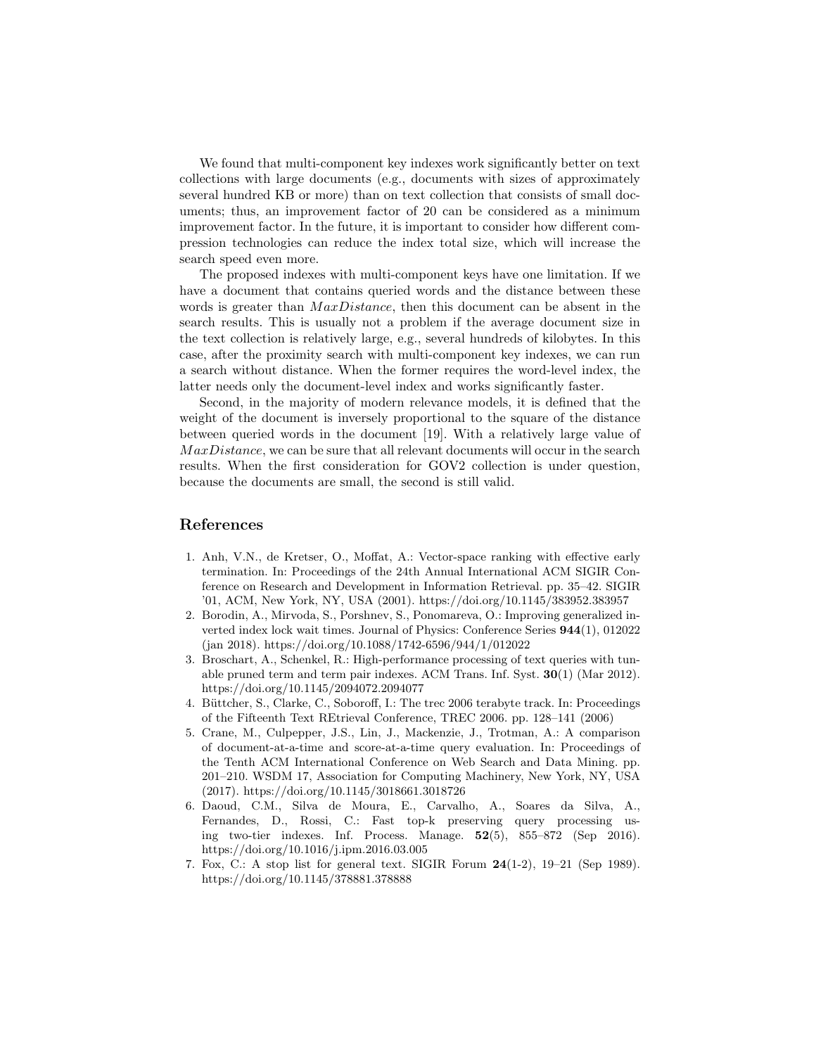We found that multi-component key indexes work significantly better on text collections with large documents (e.g., documents with sizes of approximately several hundred KB or more) than on text collection that consists of small documents; thus, an improvement factor of 20 can be considered as a minimum improvement factor. In the future, it is important to consider how different compression technologies can reduce the index total size, which will increase the search speed even more.

The proposed indexes with multi-component keys have one limitation. If we have a document that contains queried words and the distance between these words is greater than $MaxDistance$, then this document can be absent in the search results. This is usually not a problem if the average document size in the text collection is relatively large, e.g., several hundreds of kilobytes. In this case, after the proximity search with multi-component key indexes, we can run a search without distance. When the former requires the word-level index, the latter needs only the document-level index and works significantly faster.

Second, in the majority of modern relevance models, it is defined that the weight of the document is inversely proportional to the square of the distance between queried words in the document [19]. With a relatively large value of $MaxDistance$, we can be sure that all relevant documents will occur in the search results. When the first consideration for GOV2 collection is under question, because the documents are small, the second is still valid.

## References

1. Anh, V.N., de Kretser, O., Moffat, A.: Vector-space ranking with effective early termination. In: Proceedings of the 24th Annual International ACM SIGIR Conference on Research and Development in Information Retrieval. pp. 35–42. SIGIR '01, ACM, New York, NY, USA (2001). https://doi.org/10.1145/383952.383957
2. Borodin, A., Mirvoda, S., Porshnev, S., Ponomareva, O.: Improving generalized inverted index lock wait times. Journal of Physics: Conference Series **944**(1), 012022 (jan 2018). https://doi.org/10.1088/1742-6596/944/1/012022
3. Broschart, A., Schenkel, R.: High-performance processing of text queries with tunable pruned term and term pair indexes. ACM Trans. Inf. Syst. **30**(1) (Mar 2012). https://doi.org/10.1145/2094072.2094077
4. Büttcher, S., Clarke, C., Soboroff, I.: The trec 2006 terabyte track. In: Proceedings of the Fifteenth Text REtrieval Conference, TREC 2006. pp. 128–141 (2006)
5. Crane, M., Culpepper, J.S., Lin, J., Mackenzie, J., Trotman, A.: A comparison of document-at-a-time and score-at-a-time query evaluation. In: Proceedings of the Tenth ACM International Conference on Web Search and Data Mining. pp. 201–210. WSDM 17, Association for Computing Machinery, New York, NY, USA (2017). https://doi.org/10.1145/3018661.3018726
6. Daoud, C.M., Silva de Moura, E., Carvalho, A., Soares da Silva, A., Fernandes, D., Rossi, C.: Fast top-k preserving query processing using two-tier indexes. Inf. Process. Manage. **52**(5), 855–872 (Sep 2016). https://doi.org/10.1016/j.ipm.2016.03.005
7. Fox, C.: A stop list for general text. SIGIR Forum **24**(1-2), 19–21 (Sep 1989). https://doi.org/10.1145/378881.378888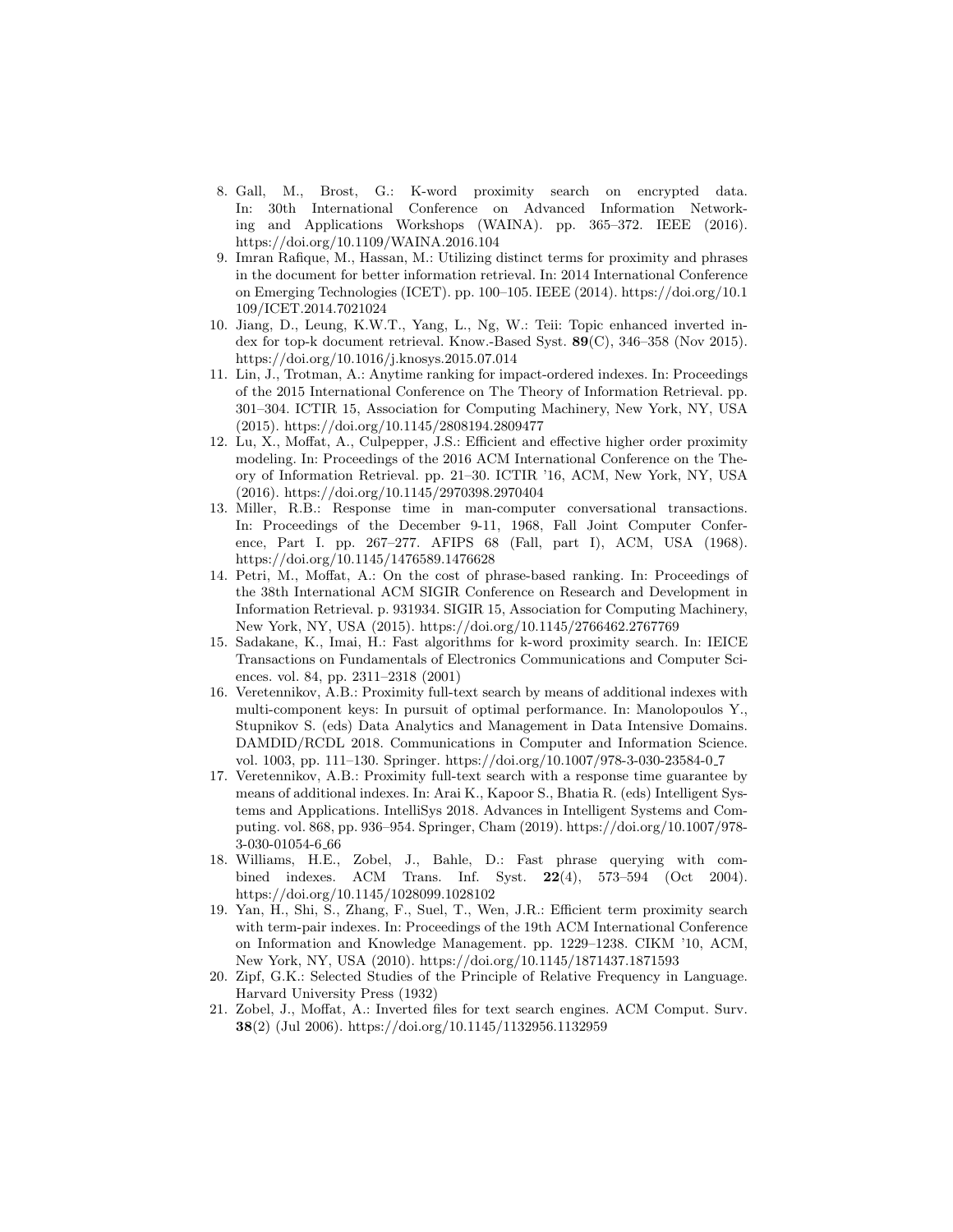8. Gall, M., Brost, G.: K-word proximity search on encrypted data. In: 30th International Conference on Advanced Information Networking and Applications Workshops (WAINA). pp. 365–372. IEEE (2016). https://doi.org/10.1109/WAINA.2016.104
9. Imran Rafique, M., Hassan, M.: Utilizing distinct terms for proximity and phrases in the document for better information retrieval. In: 2014 International Conference on Emerging Technologies (ICET). pp. 100–105. IEEE (2014). https://doi.org/10.1109/ICET.2014.7021024
10. Jiang, D., Leung, K.W.T., Yang, L., Ng, W.: Teii: Topic enhanced inverted index for top-k document retrieval. Know.-Based Syst. **89**(C), 346–358 (Nov 2015). https://doi.org/10.1016/j.knosys.2015.07.014
11. Lin, J., Trotman, A.: Anytime ranking for impact-ordered indexes. In: Proceedings of the 2015 International Conference on The Theory of Information Retrieval. pp. 301–304. ICTIR 15, Association for Computing Machinery, New York, NY, USA (2015). https://doi.org/10.1145/2808194.2809477
12. Lu, X., Moffat, A., Culpepper, J.S.: Efficient and effective higher order proximity modeling. In: Proceedings of the 2016 ACM International Conference on the Theory of Information Retrieval. pp. 21–30. ICTIR '16, ACM, New York, NY, USA (2016). https://doi.org/10.1145/2970398.2970404
13. Miller, R.B.: Response time in man-computer conversational transactions. In: Proceedings of the December 9-11, 1968, Fall Joint Computer Conference, Part I. pp. 267–277. AFIPS 68 (Fall, part I), ACM, USA (1968). https://doi.org/10.1145/1476589.1476628
14. Petri, M., Moffat, A.: On the cost of phrase-based ranking. In: Proceedings of the 38th International ACM SIGIR Conference on Research and Development in Information Retrieval. p. 931934. SIGIR 15, Association for Computing Machinery, New York, NY, USA (2015). https://doi.org/10.1145/2766462.2767769
15. Sadakane, K., Imai, H.: Fast algorithms for k-word proximity search. In: IEICE Transactions on Fundamentals of Electronics Communications and Computer Sciences. vol. 84, pp. 2311–2318 (2001)
16. Veretennikov, A.B.: Proximity full-text search by means of additional indexes with multi-component keys: In pursuit of optimal performance. In: Manolopoulos Y., Stupnikov S. (eds) Data Analytics and Management in Data Intensive Domains. DAMDID/RCDL 2018. Communications in Computer and Information Science. vol. 1003, pp. 111–130. Springer. https://doi.org/10.1007/978-3-030-23584-0_7
17. Veretennikov, A.B.: Proximity full-text search with a response time guarantee by means of additional indexes. In: Arai K., Kapoor S., Bhatia R. (eds) Intelligent Systems and Applications. IntelliSys 2018. Advances in Intelligent Systems and Computing. vol. 868, pp. 936–954. Springer, Cham (2019). https://doi.org/10.1007/978-3-030-01054-6_66
18. Williams, H.E., Zobel, J., Bahle, D.: Fast phrase querying with combined indexes. ACM Trans. Inf. Syst. **22**(4), 573–594 (Oct 2004). https://doi.org/10.1145/1028099.1028102
19. Yan, H., Shi, S., Zhang, F., Suel, T., Wen, J.R.: Efficient term proximity search with term-pair indexes. In: Proceedings of the 19th ACM International Conference on Information and Knowledge Management. pp. 1229–1238. CIKM '10, ACM, New York, NY, USA (2010). https://doi.org/10.1145/1871437.1871593
20. Zipf, G.K.: Selected Studies of the Principle of Relative Frequency in Language. Harvard University Press (1932)
21. Zobel, J., Moffat, A.: Inverted files for text search engines. ACM Comput. Surv. **38**(2) (Jul 2006). https://doi.org/10.1145/1132956.1132959